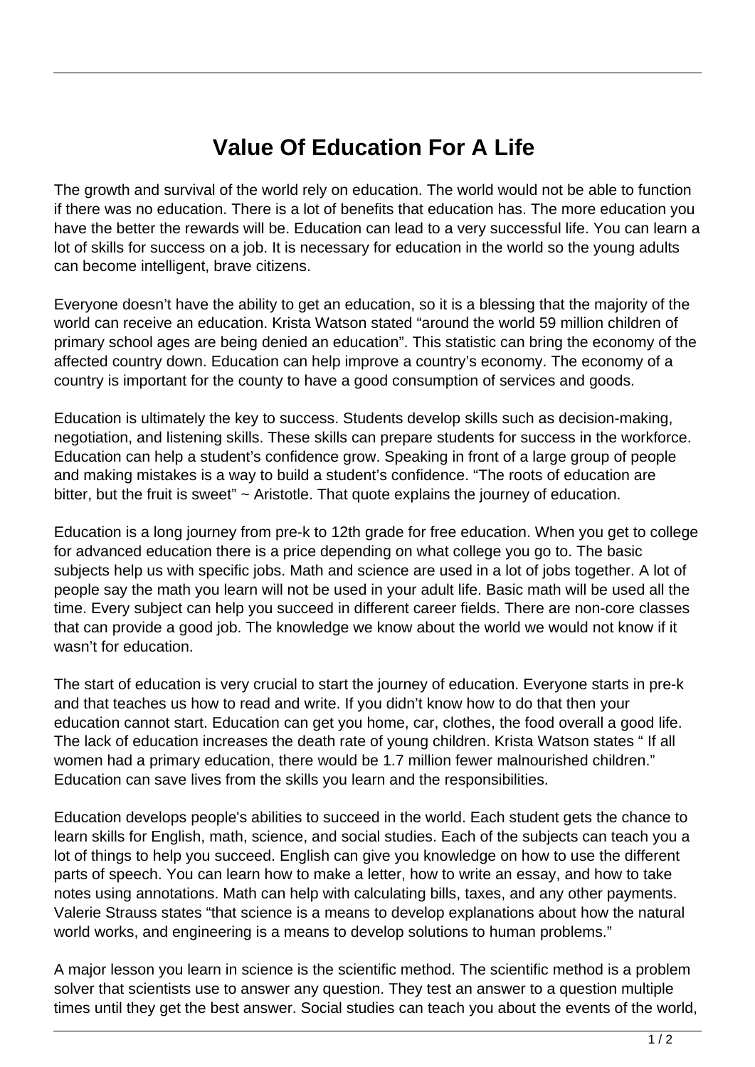# Value Of Education For A Life

The growth and survival of the world rely on education. The world would not be able to function if there was no education. There is a lot of benefits that education has. The more education you have the better the rewards will be. Education can lead to a very successful life. You can learn a lot of skills for success on a job. It is necessary for education in the world so the young adults can become intelligent, brave citizens.

Everyone doesn't have the ability to get an education, so it is a blessing that the majority of the world can receive an education. Krista Watson stated "around the world 59 million children of primary school ages are being denied an education". This statistic can bring the economy of the affected country down. Education can help improve a country's economy. The economy of a country is important for the county to have a good consumption of services and goods.

Education is ultimately the key to success. Students develop skills such as decision-making, negotiation, and listening skills. These skills can prepare students for success in the workforce. Education can help a student's confidence grow. Speaking in front of a large group of people and making mistakes is a way to build a student's confidence. "The roots of education are bitter, but the fruit is sweet" ~ Aristotle. That quote explains the journey of education.

Education is a long journey from pre-k to 12th grade for free education. When you get to college for advanced education there is a price depending on what college you go to. The basic subjects help us with specific jobs. Math and science are used in a lot of jobs together. A lot of people say the math you learn will not be used in your adult life. Basic math will be used all the time. Every subject can help you succeed in different career fields. There are non-core classes that can provide a good job. The knowledge we know about the world we would not know if it wasn't for education.

The start of education is very crucial to start the journey of education. Everyone starts in pre-k and that teaches us how to read and write. If you didn't know how to do that then your education cannot start. Education can get you home, car, clothes, the food overall a good life. The lack of education increases the death rate of young children. Krista Watson states " If all women had a primary education, there would be 1.7 million fewer malnourished children." Education can save lives from the skills you learn and the responsibilities.

Education develops people's abilities to succeed in the world. Each student gets the chance to learn skills for English, math, science, and social studies. Each of the subjects can teach you a lot of things to help you succeed. English can give you knowledge on how to use the different parts of speech. You can learn how to make a letter, how to write an essay, and how to take notes using annotations. Math can help with calculating bills, taxes, and any other payments. Valerie Strauss states "that science is a means to develop explanations about how the natural world works, and engineering is a means to develop solutions to human problems."

A major lesson you learn in science is the scientific method. The scientific method is a problem solver that scientists use to answer any question. They test an answer to a question multiple times until they get the best answer. Social studies can teach you about the events of the world,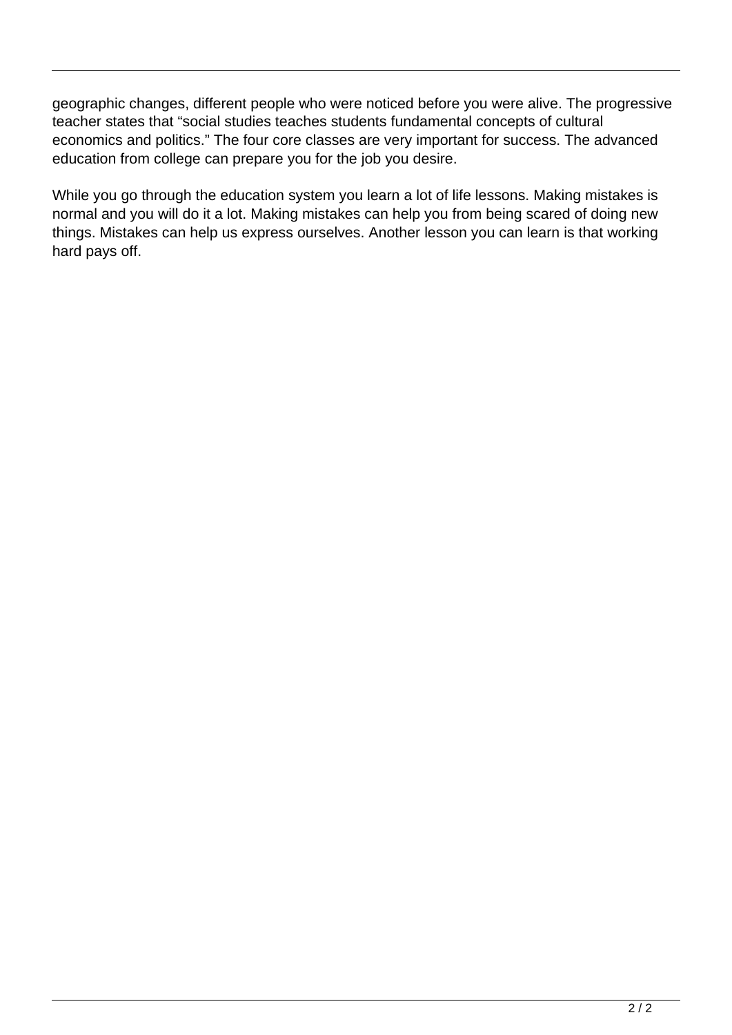geographic changes, different people who were noticed before you were alive. The progressive teacher states that "social studies teaches students fundamental concepts of cultural economics and politics." The four core classes are very important for success. The advanced education from college can prepare you for the job you desire.

While you go through the education system you learn a lot of life lessons. Making mistakes is normal and you will do it a lot. Making mistakes can help you from being scared of doing new things. Mistakes can help us express ourselves. Another lesson you can learn is that working hard pays off.